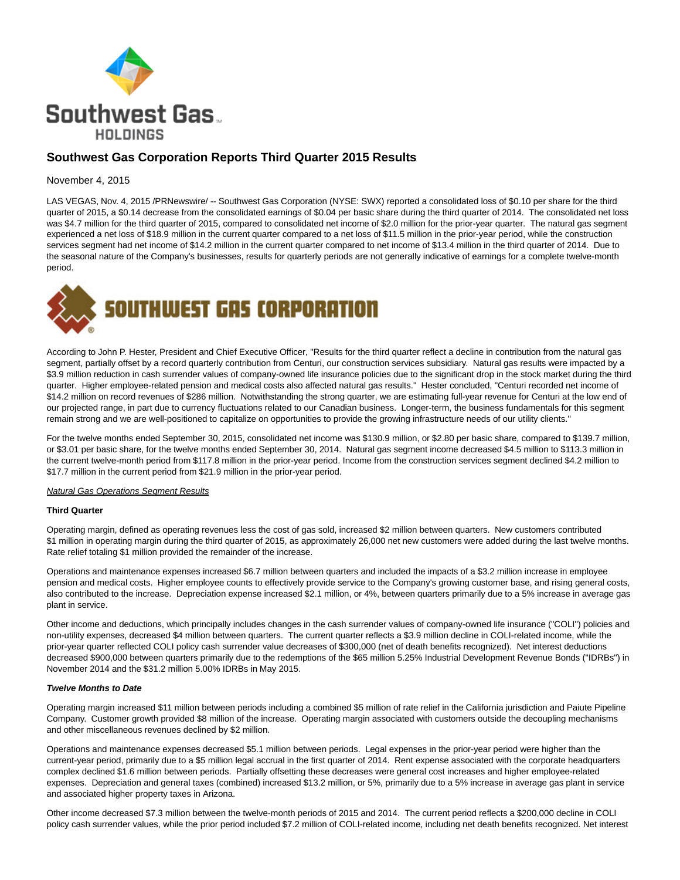# Southwest Gas Corporation Reports Third Quarter 2015 Results

November 4, 2015

LAS VEGAS, Nov. 4, 2015 /PRNewswire/ -- Southwest Gas Corporation (NYSE: SWX) reported a consolidated loss of $0.10 per share for the third quarter of 2015, a $0.14 decrease from the consolidated earnings of $0.04 per basic share during the third quarter of 2014. The consolidated net loss was $4.7 million for the third quarter of 2015, compared to consolidated net income of $2.0 million for the prior-year quarter. The natural gas segment experienced a net loss of $18.9 million in the current quarter compared to a net loss of $11.5 million in the prior-year period, while the construction services segment had net income of $14.2 million in the current quarter compared to net income of $13.4 million in the third quarter of 2014. Due to the seasonal nature of the Company's businesses, results for quarterly periods are not generally indicative of earnings for a complete twelve-month period.

According to John P. Hester, President and Chief Executive Officer, "Results for the third quarter reflect a decline in contribution from the natural gas segment, partially offset by a record quarterly contribution from Centuri, our construction services subsidiary. Natural gas results were impacted by a $3.9 million reduction in cash surrender values of company-owned life insurance policies due to the significant drop in the stock market during the third quarter. Higher employee-related pension and medical costs also affected natural gas results." Hester concluded, "Centuri recorded net income of $14.2 million on record revenues of $286 million. Notwithstanding the strong quarter, we are estimating full-year revenue for Centuri at the low end of our projected range, in part due to currency fluctuations related to our Canadian business. Longer-term, the business fundamentals for this segment remain strong and we are well-positioned to capitalize on opportunities to provide the growing infrastructure needs of our utility clients."

For the twelve months ended September 30, 2015, consolidated net income was $130.9 million, or $2.80 per basic share, compared to $139.7 million, or $3.01 per basic share, for the twelve months ended September 30, 2014. Natural gas segment income decreased $4.5 million to $113.3 million in the current twelve-month period from $117.8 million in the prior-year period. Income from the construction services segment declined $4.2 million to $17.7 million in the current period from $21.9 million in the prior-year period.

*Natural Gas Operations Segment Results*

**Third Quarter**

Operating margin, defined as operating revenues less the cost of gas sold, increased $2 million between quarters. New customers contributed $1 million in operating margin during the third quarter of 2015, as approximately 26,000 net new customers were added during the last twelve months. Rate relief totaling $1 million provided the remainder of the increase.

Operations and maintenance expenses increased $6.7 million between quarters and included the impacts of a $3.2 million increase in employee pension and medical costs. Higher employee counts to effectively provide service to the Company's growing customer base, and rising general costs, also contributed to the increase. Depreciation expense increased $2.1 million, or 4%, between quarters primarily due to a 5% increase in average gas plant in service.

Other income and deductions, which principally includes changes in the cash surrender values of company-owned life insurance ("COLI") policies and non-utility expenses, decreased $4 million between quarters. The current quarter reflects a $3.9 million decline in COLI-related income, while the prior-year quarter reflected COLI policy cash surrender value decreases of $300,000 (net of death benefits recognized). Net interest deductions decreased $900,000 between quarters primarily due to the redemptions of the $65 million 5.25% Industrial Development Revenue Bonds ("IDRBs") in November 2014 and the $31.2 million 5.00% IDRBs in May 2015.

***Twelve Months to Date***

Operating margin increased $11 million between periods including a combined $5 million of rate relief in the California jurisdiction and Paiute Pipeline Company. Customer growth provided $8 million of the increase. Operating margin associated with customers outside the decoupling mechanisms and other miscellaneous revenues declined by $2 million.

Operations and maintenance expenses decreased $5.1 million between periods. Legal expenses in the prior-year period were higher than the current-year period, primarily due to a $5 million legal accrual in the first quarter of 2014. Rent expense associated with the corporate headquarters complex declined $1.6 million between periods. Partially offsetting these decreases were general cost increases and higher employee-related expenses. Depreciation and general taxes (combined) increased $13.2 million, or 5%, primarily due to a 5% increase in average gas plant in service and associated higher property taxes in Arizona.

Other income decreased $7.3 million between the twelve-month periods of 2015 and 2014. The current period reflects a $200,000 decline in COLI policy cash surrender values, while the prior period included $7.2 million of COLI-related income, including net death benefits recognized. Net interest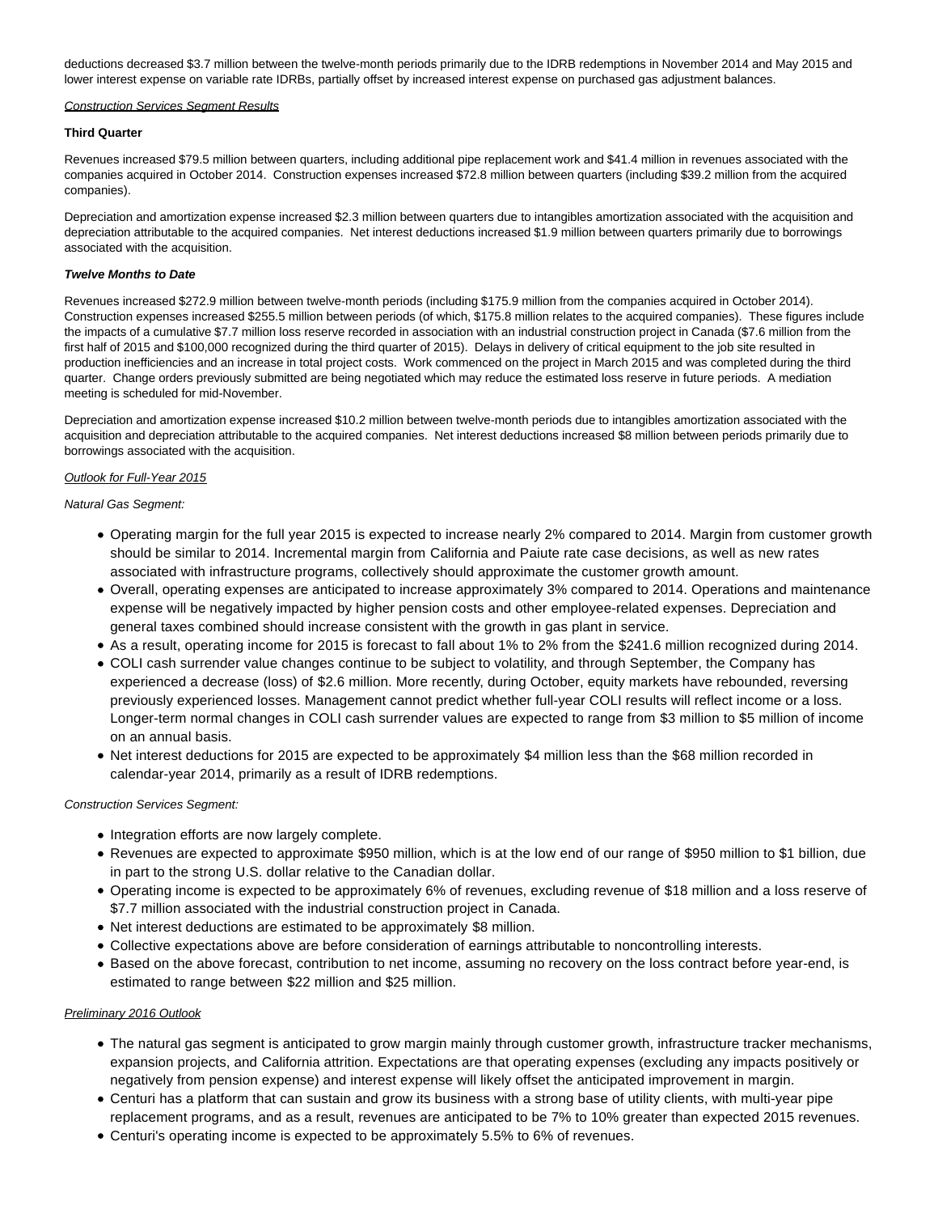deductions decreased $3.7 million between the twelve-month periods primarily due to the IDRB redemptions in November 2014 and May 2015 and lower interest expense on variable rate IDRBs, partially offset by increased interest expense on purchased gas adjustment balances.

*Construction Services Segment Results*

**Third Quarter**

Revenues increased $79.5 million between quarters, including additional pipe replacement work and $41.4 million in revenues associated with the companies acquired in October 2014. Construction expenses increased $72.8 million between quarters (including $39.2 million from the acquired companies).

Depreciation and amortization expense increased $2.3 million between quarters due to intangibles amortization associated with the acquisition and depreciation attributable to the acquired companies. Net interest deductions increased $1.9 million between quarters primarily due to borrowings associated with the acquisition.

***Twelve Months to Date***

Revenues increased $272.9 million between twelve-month periods (including $175.9 million from the companies acquired in October 2014). Construction expenses increased $255.5 million between periods (of which, $175.8 million relates to the acquired companies). These figures include the impacts of a cumulative $7.7 million loss reserve recorded in association with an industrial construction project in Canada ($7.6 million from the first half of 2015 and $100,000 recognized during the third quarter of 2015). Delays in delivery of critical equipment to the job site resulted in production inefficiencies and an increase in total project costs. Work commenced on the project in March 2015 and was completed during the third quarter. Change orders previously submitted are being negotiated which may reduce the estimated loss reserve in future periods. A mediation meeting is scheduled for mid-November.

Depreciation and amortization expense increased $10.2 million between twelve-month periods due to intangibles amortization associated with the acquisition and depreciation attributable to the acquired companies. Net interest deductions increased $8 million between periods primarily due to borrowings associated with the acquisition.

*Outlook for Full-Year 2015*

*Natural Gas Segment:*

- Operating margin for the full year 2015 is expected to increase nearly 2% compared to 2014. Margin from customer growth should be similar to 2014. Incremental margin from California and Paiute rate case decisions, as well as new rates associated with infrastructure programs, collectively should approximate the customer growth amount.
- Overall, operating expenses are anticipated to increase approximately 3% compared to 2014. Operations and maintenance expense will be negatively impacted by higher pension costs and other employee-related expenses. Depreciation and general taxes combined should increase consistent with the growth in gas plant in service.
- As a result, operating income for 2015 is forecast to fall about 1% to 2% from the $241.6 million recognized during 2014.
- COLI cash surrender value changes continue to be subject to volatility, and through September, the Company has experienced a decrease (loss) of $2.6 million. More recently, during October, equity markets have rebounded, reversing previously experienced losses. Management cannot predict whether full-year COLI results will reflect income or a loss. Longer-term normal changes in COLI cash surrender values are expected to range from $3 million to $5 million of income on an annual basis.
- Net interest deductions for 2015 are expected to be approximately $4 million less than the $68 million recorded in calendar-year 2014, primarily as a result of IDRB redemptions.

*Construction Services Segment:*

- Integration efforts are now largely complete.
- Revenues are expected to approximate $950 million, which is at the low end of our range of $950 million to $1 billion, due in part to the strong U.S. dollar relative to the Canadian dollar.
- Operating income is expected to be approximately 6% of revenues, excluding revenue of $18 million and a loss reserve of $7.7 million associated with the industrial construction project in Canada.
- Net interest deductions are estimated to be approximately $8 million.
- Collective expectations above are before consideration of earnings attributable to noncontrolling interests.
- Based on the above forecast, contribution to net income, assuming no recovery on the loss contract before year-end, is estimated to range between $22 million and $25 million.

*Preliminary 2016 Outlook*

- The natural gas segment is anticipated to grow margin mainly through customer growth, infrastructure tracker mechanisms, expansion projects, and California attrition. Expectations are that operating expenses (excluding any impacts positively or negatively from pension expense) and interest expense will likely offset the anticipated improvement in margin.
- Centuri has a platform that can sustain and grow its business with a strong base of utility clients, with multi-year pipe replacement programs, and as a result, revenues are anticipated to be 7% to 10% greater than expected 2015 revenues.
- Centuri's operating income is expected to be approximately 5.5% to 6% of revenues.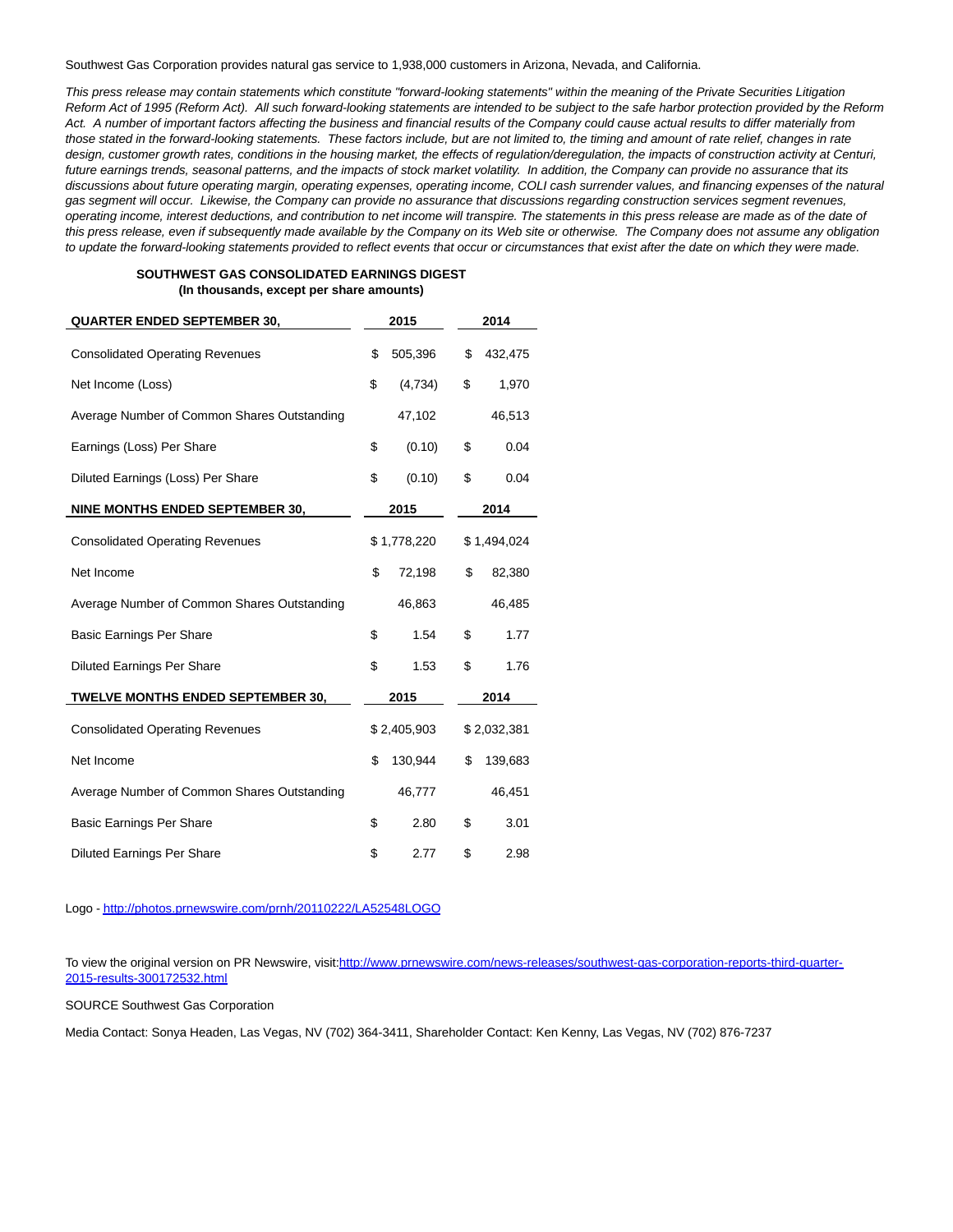Southwest Gas Corporation provides natural gas service to 1,938,000 customers in Arizona, Nevada, and California.

*This press release may contain statements which constitute "forward-looking statements" within the meaning of the Private Securities Litigation Reform Act of 1995 (Reform Act). All such forward-looking statements are intended to be subject to the safe harbor protection provided by the Reform Act. A number of important factors affecting the business and financial results of the Company could cause actual results to differ materially from those stated in the forward-looking statements. These factors include, but are not limited to, the timing and amount of rate relief, changes in rate design, customer growth rates, conditions in the housing market, the effects of regulation/deregulation, the impacts of construction activity at Centuri, future earnings trends, seasonal patterns, and the impacts of stock market volatility. In addition, the Company can provide no assurance that its discussions about future operating margin, operating expenses, operating income, COLI cash surrender values, and financing expenses of the natural gas segment will occur. Likewise, the Company can provide no assurance that discussions regarding construction services segment revenues, operating income, interest deductions, and contribution to net income will transpire. The statements in this press release are made as of the date of this press release, even if subsequently made available by the Company on its Web site or otherwise. The Company does not assume any obligation to update the forward-looking statements provided to reflect events that occur or circumstances that exist after the date on which they were made.*

**SOUTHWEST GAS CONSOLIDATED EARNINGS DIGEST**
**(In thousands, except per share amounts)**

| QUARTER ENDED SEPTEMBER 30, | 2015 | 2014 |
|---|---|---|
| Consolidated Operating Revenues | $ 505,396 | $ 432,475 |
| Net Income (Loss) | $ (4,734) | $ 1,970 |
| Average Number of Common Shares Outstanding | 47,102 | 46,513 |
| Earnings (Loss) Per Share | $ (0.10) | $ 0.04 |
| Diluted Earnings (Loss) Per Share | $ (0.10) | $ 0.04 |
| **NINE MONTHS ENDED SEPTEMBER 30,** | **2015** | **2014** |
| Consolidated Operating Revenues | $ 1,778,220 | $ 1,494,024 |
| Net Income | $ 72,198 | $ 82,380 |
| Average Number of Common Shares Outstanding | 46,863 | 46,485 |
| Basic Earnings Per Share | $ 1.54 | $ 1.77 |
| Diluted Earnings Per Share | $ 1.53 | $ 1.76 |
| **TWELVE MONTHS ENDED SEPTEMBER 30,** | **2015** | **2014** |
| Consolidated Operating Revenues | $ 2,405,903 | $ 2,032,381 |
| Net Income | $ 130,944 | $ 139,683 |
| Average Number of Common Shares Outstanding | 46,777 | 46,451 |
| Basic Earnings Per Share | $ 2.80 | $ 3.01 |
| Diluted Earnings Per Share | $ 2.77 | $ 2.98 |

Logo - http://photos.prnewswire.com/prnh/20110222/LA52548LOGO

To view the original version on PR Newswire, visit:http://www.prnewswire.com/news-releases/southwest-gas-corporation-reports-third-quarter-2015-results-300172532.html

SOURCE Southwest Gas Corporation

Media Contact: Sonya Headen, Las Vegas, NV (702) 364-3411, Shareholder Contact: Ken Kenny, Las Vegas, NV (702) 876-7237